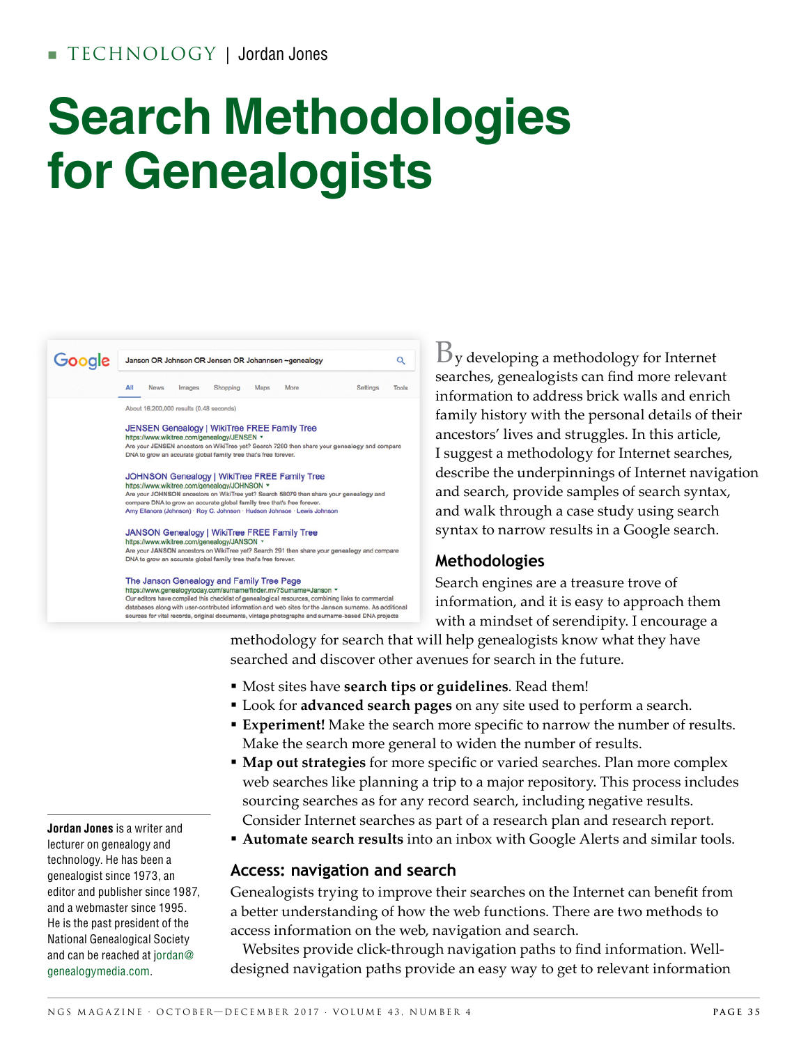TECHNOLOGY | Jordan Jones

# Search Methodologies for Genealogists

By developing a methodology for Internet searches, genealogists can find more relevant information to address brick walls and enrich family history with the personal details of their ancestors' lives and struggles. In this article, I suggest a methodology for Internet searches, describe the underpinnings of Internet navigation and search, provide samples of search syntax, and walk through a case study using search syntax to narrow results in a Google search.

## Methodologies

Search engines are a treasure trove of information, and it is easy to approach them with a mindset of serendipity. I encourage a methodology for search that will help genealogists know what they have searched and discover other avenues for search in the future.

- Most sites have **search tips or guidelines**. Read them!
- Look for **advanced search pages** on any site used to perform a search.
- **Experiment!** Make the search more specific to narrow the number of results. Make the search more general to widen the number of results.
- **Map out strategies** for more specific or varied searches. Plan more complex web searches like planning a trip to a major repository. This process includes sourcing searches as for any record search, including negative results. Consider Internet searches as part of a research plan and research report.
- **Automate search results** into an inbox with Google Alerts and similar tools.

## Access: navigation and search

Genealogists trying to improve their searches on the Internet can benefit from a better understanding of how the web functions. There are two methods to access information on the web, navigation and search.

Websites provide click-through navigation paths to find information. Well-designed navigation paths provide an easy way to get to relevant information

**Jordan Jones** is a writer and lecturer on genealogy and technology. He has been a genealogist since 1973, an editor and publisher since 1987, and a webmaster since 1995. He is the past president of the National Genealogical Society and can be reached at jordan@genealogymedia.com.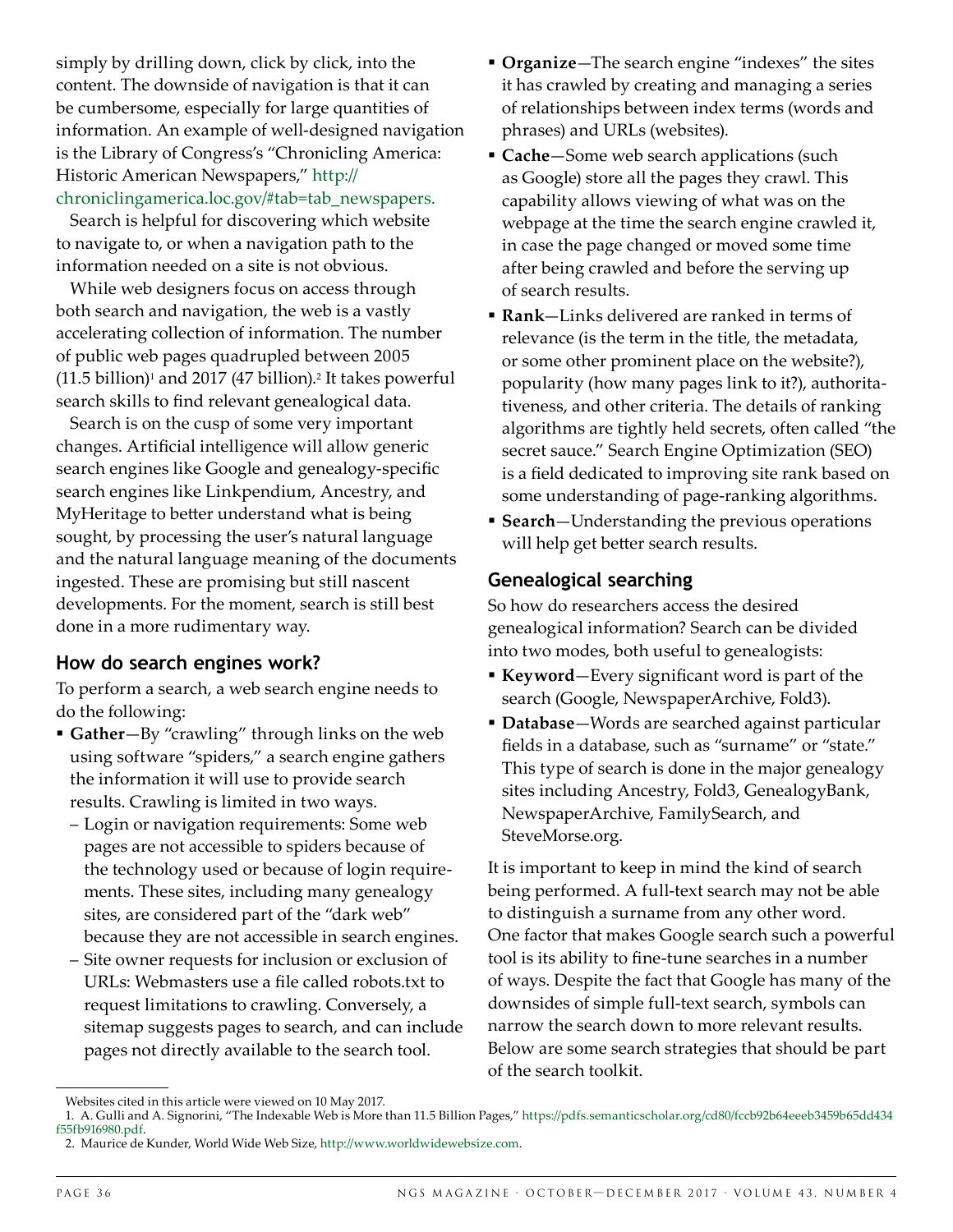simply by drilling down, click by click, into the content. The downside of navigation is that it can be cumbersome, especially for large quantities of information. An example of well-designed navigation is the Library of Congress's "Chronicling America: Historic American Newspapers," http://chroniclingamerica.loc.gov/#tab=tab_newspapers.

Search is helpful for discovering which website to navigate to, or when a navigation path to the information needed on a site is not obvious.

While web designers focus on access through both search and navigation, the web is a vastly accelerating collection of information. The number of public web pages quadrupled between 2005 (11.5 billion)[1] and 2017 (47 billion).[2] It takes powerful search skills to find relevant genealogical data.

Search is on the cusp of some very important changes. Artificial intelligence will allow generic search engines like Google and genealogy-specific search engines like Linkpendium, Ancestry, and MyHeritage to better understand what is being sought, by processing the user's natural language and the natural language meaning of the documents ingested. These are promising but still nascent developments. For the moment, search is still best done in a more rudimentary way.

## How do search engines work?

To perform a search, a web search engine needs to do the following:

- **Gather**—By "crawling" through links on the web using software "spiders," a search engine gathers the information it will use to provide search results. Crawling is limited in two ways.
  - Login or navigation requirements: Some web pages are not accessible to spiders because of the technology used or because of login requirements. These sites, including many genealogy sites, are considered part of the "dark web" because they are not accessible in search engines.
  - Site owner requests for inclusion or exclusion of URLs: Webmasters use a file called robots.txt to request limitations to crawling. Conversely, a sitemap suggests pages to search, and can include pages not directly available to the search tool.
- **Organize**—The search engine "indexes" the sites it has crawled by creating and managing a series of relationships between index terms (words and phrases) and URLs (websites).
- **Cache**—Some web search applications (such as Google) store all the pages they crawl. This capability allows viewing of what was on the webpage at the time the search engine crawled it, in case the page changed or moved some time after being crawled and before the serving up of search results.
- **Rank**—Links delivered are ranked in terms of relevance (is the term in the title, the metadata, or some other prominent place on the website?), popularity (how many pages link to it?), authoritativeness, and other criteria. The details of ranking algorithms are tightly held secrets, often called "the secret sauce." Search Engine Optimization (SEO) is a field dedicated to improving site rank based on some understanding of page-ranking algorithms.
- **Search**—Understanding the previous operations will help get better search results.

## Genealogical searching

So how do researchers access the desired genealogical information? Search can be divided into two modes, both useful to genealogists:

- **Keyword**—Every significant word is part of the search (Google, NewspaperArchive, Fold3).
- **Database**—Words are searched against particular fields in a database, such as "surname" or "state." This type of search is done in the major genealogy sites including Ancestry, Fold3, GenealogyBank, NewspaperArchive, FamilySearch, and SteveMorse.org.

It is important to keep in mind the kind of search being performed. A full-text search may not be able to distinguish a surname from any other word. One factor that makes Google search such a powerful tool is its ability to fine-tune searches in a number of ways. Despite the fact that Google has many of the downsides of simple full-text search, symbols can narrow the search down to more relevant results. Below are some search strategies that should be part of the search toolkit.

---

Websites cited in this article were viewed on 10 May 2017.

1. A. Gulli and A. Signorini, "The Indexable Web is More than 11.5 Billion Pages," https://pdfs.semanticscholar.org/cd80/fccb92b64eeeb3459b65dd434f55fb916980.pdf.

2. Maurice de Kunder, World Wide Web Size, http://www.worldwidewebsize.com.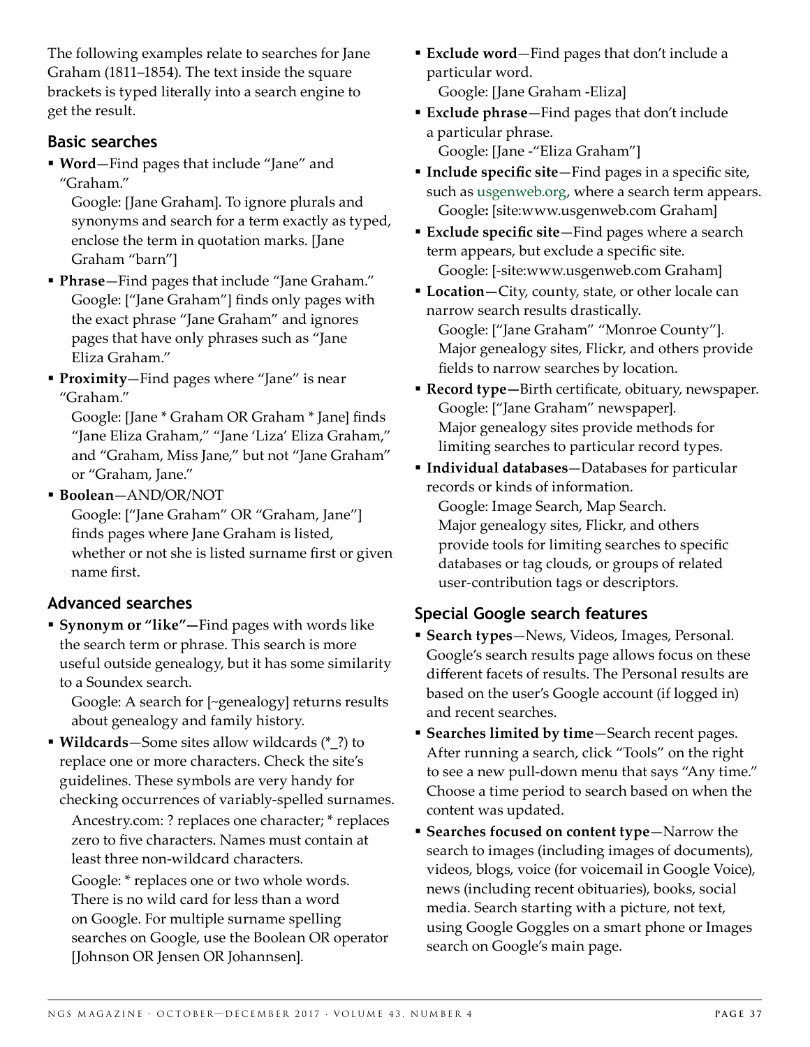The following examples relate to searches for Jane Graham (1811–1854). The text inside the square brackets is typed literally into a search engine to get the result.

### Basic searches

- **Word**—Find pages that include "Jane" and "Graham."

  Google: [Jane Graham]. To ignore plurals and synonyms and search for a term exactly as typed, enclose the term in quotation marks. [Jane Graham "barn"]
- **Phrase**—Find pages that include "Jane Graham."

  Google: ["Jane Graham"] finds only pages with the exact phrase "Jane Graham" and ignores pages that have only phrases such as "Jane Eliza Graham."
- **Proximity**—Find pages where "Jane" is near "Graham."

  Google: [Jane * Graham OR Graham * Jane] finds "Jane Eliza Graham," "Jane 'Liza' Eliza Graham," and "Graham, Miss Jane," but not "Jane Graham" or "Graham, Jane."
- **Boolean**—AND/OR/NOT

  Google: ["Jane Graham" OR "Graham, Jane"] finds pages where Jane Graham is listed, whether or not she is listed surname first or given name first.

### Advanced searches

- **Synonym or "like"—**Find pages with words like the search term or phrase. This search is more useful outside genealogy, but it has some similarity to a Soundex search.

  Google: A search for [~genealogy] returns results about genealogy and family history.
- **Wildcards**—Some sites allow wildcards (*_?) to replace one or more characters. Check the site's guidelines. These symbols are very handy for checking occurrences of variably-spelled surnames.

  Ancestry.com: ? replaces one character; * replaces zero to five characters. Names must contain at least three non-wildcard characters.

  Google: * replaces one or two whole words. There is no wild card for less than a word on Google. For multiple surname spelling searches on Google, use the Boolean OR operator [Johnson OR Jensen OR Johannsen].
- **Exclude word**—Find pages that don't include a particular word.

  Google: [Jane Graham -Eliza]
- **Exclude phrase**—Find pages that don't include a particular phrase.

  Google: [Jane -"Eliza Graham"]
- **Include specific site**—Find pages in a specific site, such as usgenweb.org, where a search term appears.

  Google**:** [site:www.usgenweb.com Graham]
- **Exclude specific site**—Find pages where a search term appears, but exclude a specific site.

  Google: [-site:www.usgenweb.com Graham]
- **Location—**City, county, state, or other locale can narrow search results drastically.

  Google: ["Jane Graham" "Monroe County"]. Major genealogy sites, Flickr, and others provide fields to narrow searches by location.
- **Record type—**Birth certificate, obituary, newspaper.

  Google: ["Jane Graham" newspaper]. Major genealogy sites provide methods for limiting searches to particular record types.
- **Individual databases**—Databases for particular records or kinds of information.

  Google: Image Search, Map Search. Major genealogy sites, Flickr, and others provide tools for limiting searches to specific databases or tag clouds, or groups of related user-contribution tags or descriptors.

### Special Google search features

- **Search types**—News, Videos, Images, Personal. Google's search results page allows focus on these different facets of results. The Personal results are based on the user's Google account (if logged in) and recent searches.
- **Searches limited by time**—Search recent pages. After running a search, click "Tools" on the right to see a new pull-down menu that says "Any time." Choose a time period to search based on when the content was updated.
- **Searches focused on content type**—Narrow the search to images (including images of documents), videos, blogs, voice (for voicemail in Google Voice), news (including recent obituaries), books, social media. Search starting with a picture, not text, using Google Goggles on a smart phone or Images search on Google's main page.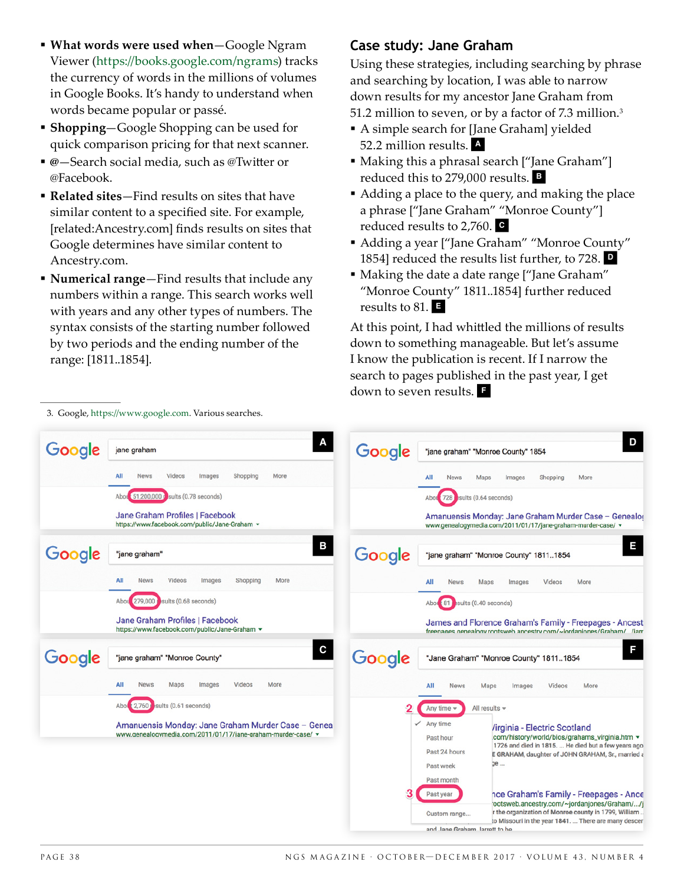- **What words were used when**—Google Ngram Viewer (https://books.google.com/ngrams) tracks the currency of words in the millions of volumes in Google Books. It's handy to understand when words became popular or passé.
- **Shopping**—Google Shopping can be used for quick comparison pricing for that next scanner.
- **@**—Search social media, such as @Twitter or @Facebook.
- **Related sites**—Find results on sites that have similar content to a specified site. For example, [related:Ancestry.com] finds results on sites that Google determines have similar content to Ancestry.com.
- **Numerical range**—Find results that include any numbers within a range. This search works well with years and any other types of numbers. The syntax consists of the starting number followed by two periods and the ending number of the range: [1811..1854].

## Case study: Jane Graham

Using these strategies, including searching by phrase and searching by location, I was able to narrow down results for my ancestor Jane Graham from 51.2 million to seven, or by a factor of 7.3 million.[3]

- A simple search for [Jane Graham] yielded 52.2 million results. **A**
- Making this a phrasal search ["Jane Graham"] reduced this to 279,000 results. **B**
- Adding a place to the query, and making the place a phrase ["Jane Graham" "Monroe County"] reduced results to 2,760. **C**
- Adding a year ["Jane Graham" "Monroe County" 1854] reduced the results list further, to 728. **D**
- Making the date a date range ["Jane Graham" "Monroe County" 1811..1854] further reduced results to 81. **E**

At this point, I had whittled the millions of results down to something manageable. But let's assume I know the publication is recent. If I narrow the search to pages published in the past year, I get down to seven results. **F**

3. Google, https://www.google.com. Various searches.

**A** — Google search: jane graham — About 51,200,000 results (0.78 seconds) — Jane Graham Profiles | Facebook — https://www.facebook.com/public/Jane-Graham

**B** — Google search: "jane graham" — About 279,000 results (0.68 seconds) — Jane Graham Profiles | Facebook — https://www.facebook.com/public/Jane-Graham

**C** — Google search: "jane graham" "Monroe County" — About 2,760 results (0.61 seconds) — Amanuensis Monday: Jane Graham Murder Case – Genea... — www.genealogymedia.com/2011/01/17/jane-graham-murder-case/

**D** — Google search: "jane graham" "Monroe County" 1854 — About 728 results (0.64 seconds) — Amanuensis Monday: Jane Graham Murder Case – Genealog... — www.genealogymedia.com/2011/01/17/jane-graham-murder-case/

**E** — Google search: "jane graham" "Monroe County" 1811..1854 — About 81 results (0.40 seconds) — James and Florence Graham's Family - Freepages - Ancest...

**F** — Google search: "Jane Graham" "Monroe County" 1811..1854 — (2) Any time ▾ — All results ▾ — Any time / Past hour / Past 24 hours / Past week / Past month / (3) Past year / Custom range...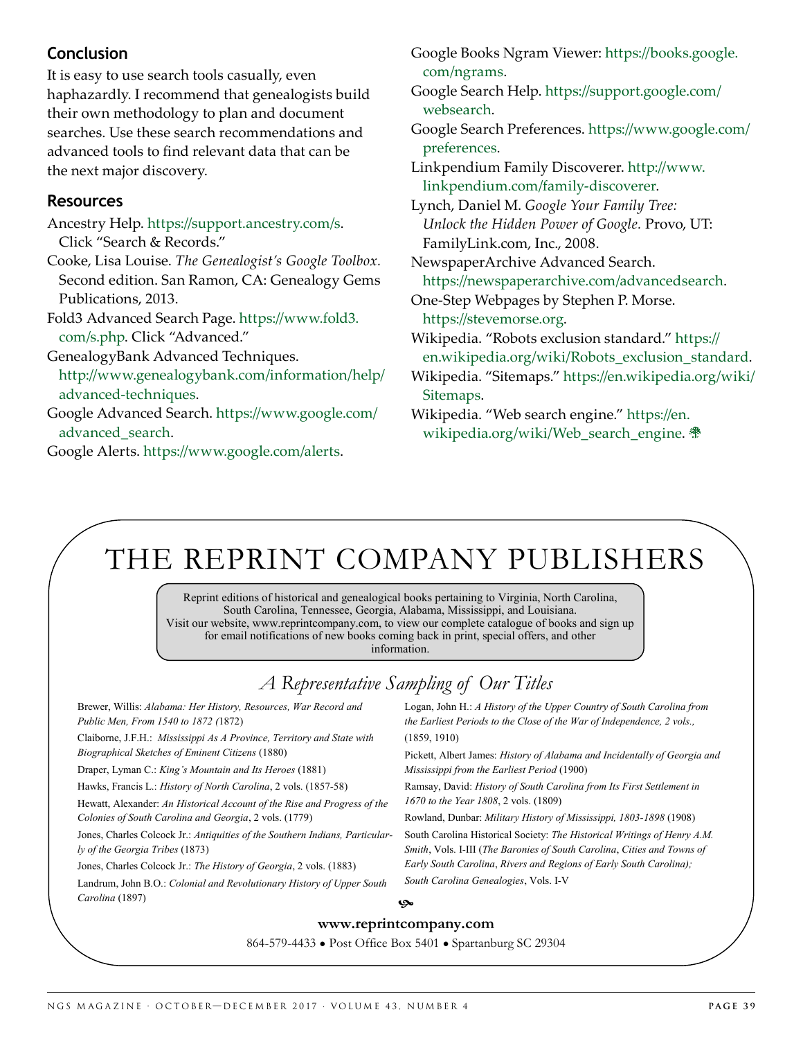## Conclusion

It is easy to use search tools casually, even haphazardly. I recommend that genealogists build their own methodology to plan and document searches. Use these search recommendations and advanced tools to find relevant data that can be the next major discovery.

## Resources

Ancestry Help. https://support.ancestry.com/s. Click "Search & Records."

Cooke, Lisa Louise. *The Genealogist's Google Toolbox.* Second edition. San Ramon, CA: Genealogy Gems Publications, 2013.

Fold3 Advanced Search Page. https://www.fold3.com/s.php. Click "Advanced."

GenealogyBank Advanced Techniques. http://www.genealogybank.com/information/help/advanced-techniques.

Google Advanced Search. https://www.google.com/advanced_search.

Google Alerts. https://www.google.com/alerts.

Google Books Ngram Viewer: https://books.google.com/ngrams.

Google Search Help. https://support.google.com/websearch.

Google Search Preferences. https://www.google.com/preferences.

Linkpendium Family Discoverer. http://www.linkpendium.com/family-discoverer.

Lynch, Daniel M. *Google Your Family Tree: Unlock the Hidden Power of Google.* Provo, UT: FamilyLink.com, Inc., 2008.

NewspaperArchive Advanced Search. https://newspaperarchive.com/advancedsearch.

One-Step Webpages by Stephen P. Morse. https://stevemorse.org.

Wikipedia. "Robots exclusion standard." https://en.wikipedia.org/wiki/Robots_exclusion_standard.

Wikipedia. "Sitemaps." https://en.wikipedia.org/wiki/Sitemaps.

Wikipedia. "Web search engine." https://en.wikipedia.org/wiki/Web_search_engine.

# THE REPRINT COMPANY PUBLISHERS

Reprint editions of historical and genealogical books pertaining to Virginia, North Carolina, South Carolina, Tennessee, Georgia, Alabama, Mississippi, and Louisiana. Visit our website, www.reprintcompany.com, to view our complete catalogue of books and sign up for email notifications of new books coming back in print, special offers, and other information.

## *A Representative Sampling of Our Titles*

Brewer, Willis: *Alabama: Her History, Resources, War Record and Public Men, From 1540 to 1872* (1872)

Claiborne, J.F.H.: *Mississippi As A Province, Territory and State with Biographical Sketches of Eminent Citizens* (1880)

Draper, Lyman C.: *King's Mountain and Its Heroes* (1881)

Hawks, Francis L.: *History of North Carolina*, 2 vols. (1857-58)

Hewatt, Alexander: *An Historical Account of the Rise and Progress of the Colonies of South Carolina and Georgia*, 2 vols. (1779)

Jones, Charles Colcock Jr.: *Antiquities of the Southern Indians, Particularly of the Georgia Tribes* (1873)

Jones, Charles Colcock Jr.: *The History of Georgia*, 2 vols. (1883)

Landrum, John B.O.: *Colonial and Revolutionary History of Upper South Carolina* (1897)

Logan, John H.: *A History of the Upper Country of South Carolina from the Earliest Periods to the Close of the War of Independence, 2 vols.,* (1859, 1910)

Pickett, Albert James: *History of Alabama and Incidentally of Georgia and Mississippi from the Earliest Period* (1900)

Ramsay, David: *History of South Carolina from Its First Settlement in 1670 to the Year 1808*, 2 vols. (1809)

Rowland, Dunbar: *Military History of Mississippi, 1803-1898* (1908)

South Carolina Historical Society: *The Historical Writings of Henry A.M. Smith*, Vols. I-III (*The Baronies of South Carolina*, *Cities and Towns of Early South Carolina*, *Rivers and Regions of Early South Carolina); South Carolina Genealogies*, Vols. I-V

**www.reprintcompany.com**

864-579-4433 • Post Office Box 5401 • Spartanburg SC 29304